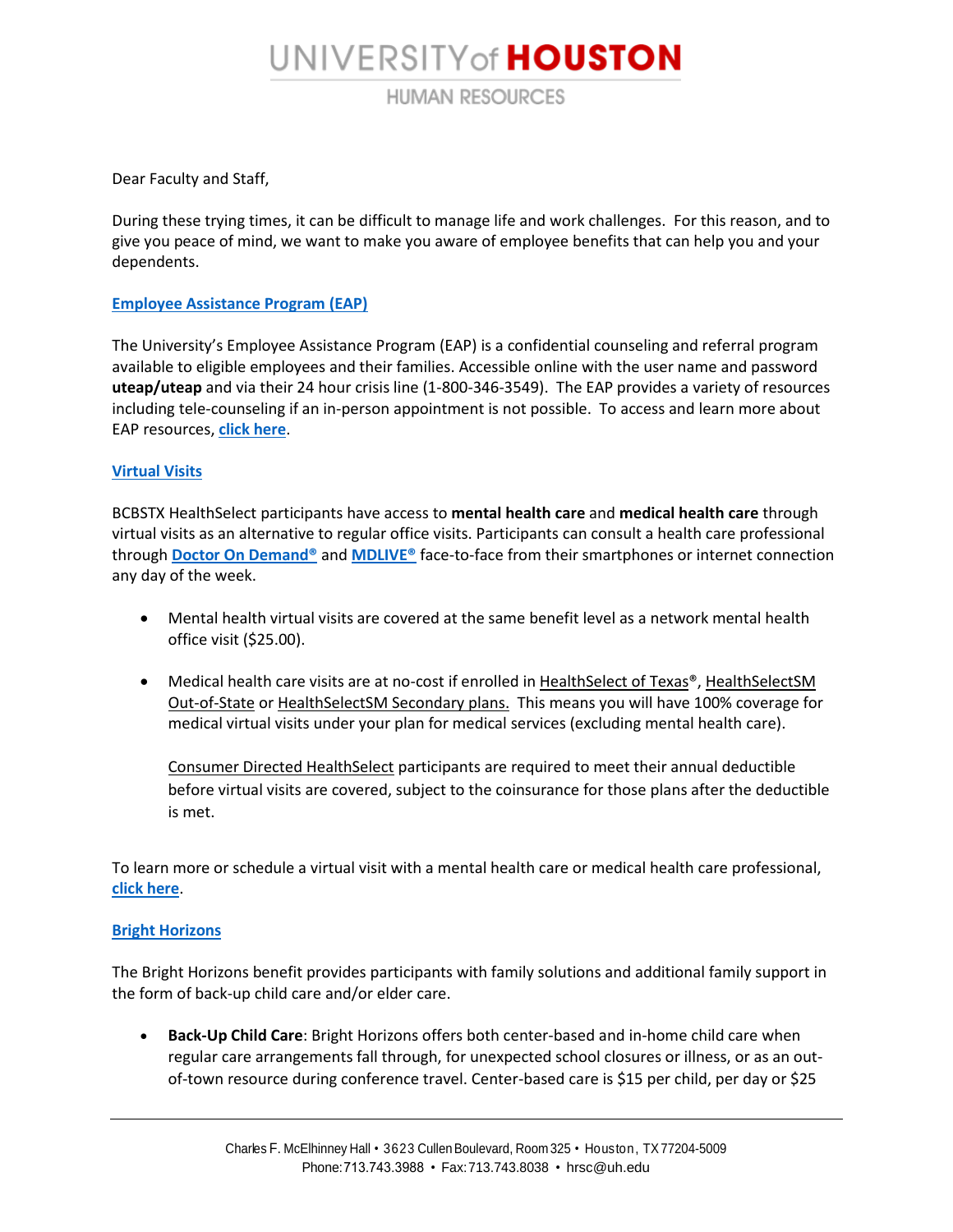# UNIVERSITY of HOUSTON

HUMAN RESOURCES

Dear Faculty and Staff,

During these trying times, it can be difficult to manage life and work challenges. For this reason, and to give you peace of mind, we want to make you aware of employee benefits that can help you and your dependents.

## Employee Assistance Program (EAP)

The University's Employee Assistance Program (EAP) is a confidential counseling and referral program available to eligible employees and their families. Accessible online with the user name and password **uteap/uteap** and via their 24 hour crisis line (1-800-346-3549). The EAP provides a variety of resources including tele-counseling if an in-person appointment is not possible. To access and learn more about EAP resources, **click here**.

## Virtual Visits

BCBSTX HealthSelect participants have access to **mental health care** and **medical health care** through virtual visits as an alternative to regular office visits. Participants can consult a health care professional through **Doctor On Demand®** and **MDLIVE®** face-to-face from their smartphones or internet connection any day of the week.

- Mental health virtual visits are covered at the same benefit level as a network mental health office visit ($25.00).
- Medical health care visits are at no-cost if enrolled in HealthSelect of Texas®, HealthSelectSM Out-of-State or HealthSelectSM Secondary plans. This means you will have 100% coverage for medical virtual visits under your plan for medical services (excluding mental health care).

  Consumer Directed HealthSelect participants are required to meet their annual deductible before virtual visits are covered, subject to the coinsurance for those plans after the deductible is met.

To learn more or schedule a virtual visit with a mental health care or medical health care professional, **click here**.

## Bright Horizons

The Bright Horizons benefit provides participants with family solutions and additional family support in the form of back-up child care and/or elder care.

- **Back-Up Child Care**: Bright Horizons offers both center-based and in-home child care when regular care arrangements fall through, for unexpected school closures or illness, or as an out-of-town resource during conference travel. Center-based care is $15 per child, per day or $25

Charles F. McElhinney Hall • 3623 Cullen Boulevard, Room 325 • Houston, TX 77204-5009
Phone: 713.743.3988 • Fax: 713.743.8038 • hrsc@uh.edu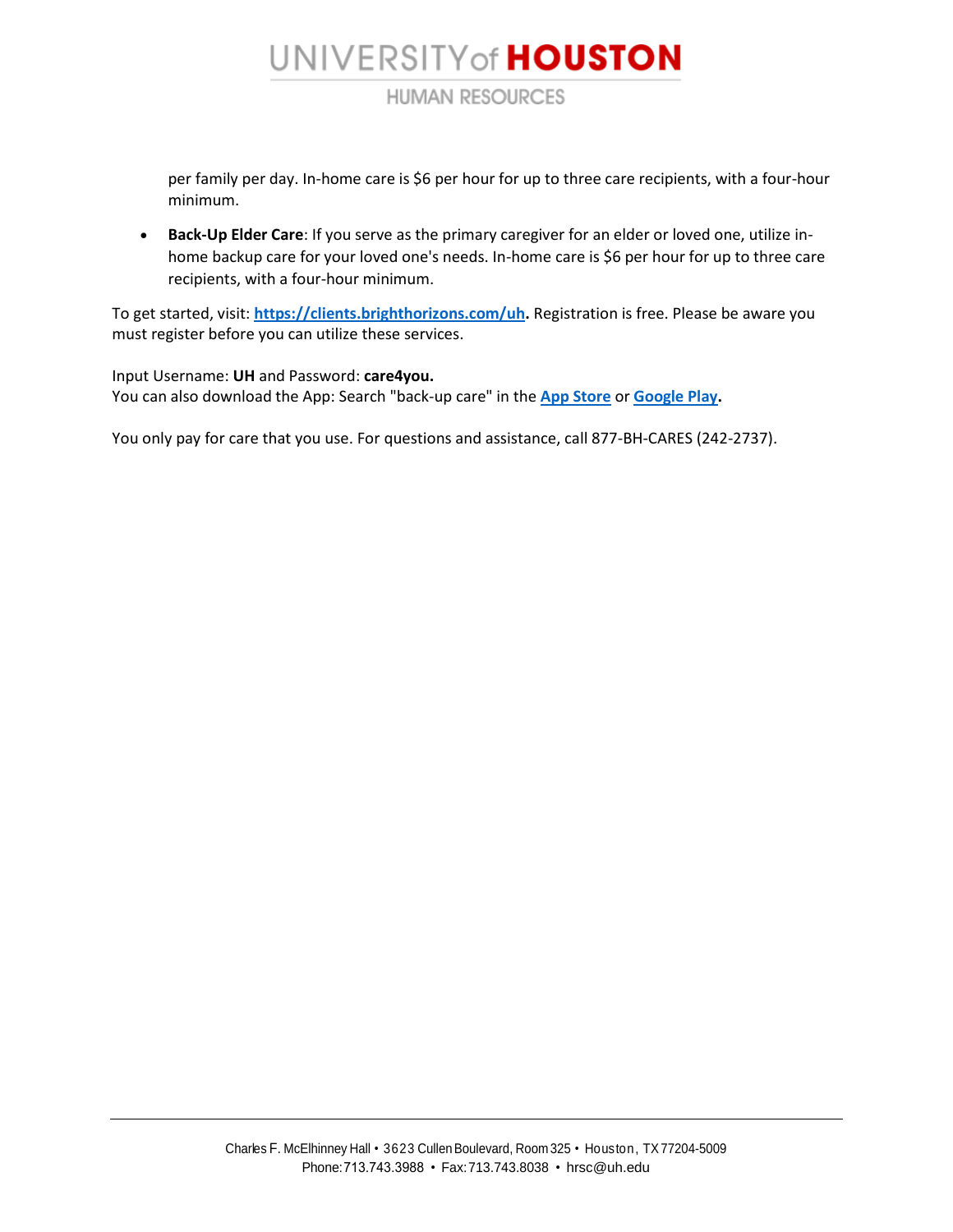per family per day. In-home care is $6 per hour for up to three care recipients, with a four-hour minimum.

- **Back-Up Elder Care**: If you serve as the primary caregiver for an elder or loved one, utilize in-home backup care for your loved one's needs. In-home care is $6 per hour for up to three care recipients, with a four-hour minimum.

To get started, visit: **[https://clients.brighthorizons.com/uh](https://clients.brighthorizons.com/uh).** Registration is free. Please be aware you must register before you can utilize these services.

Input Username: **UH** and Password: **care4you.**
You can also download the App: Search "back-up care" in the **App Store** or **Google Play.**

You only pay for care that you use. For questions and assistance, call 877-BH-CARES (242-2737).